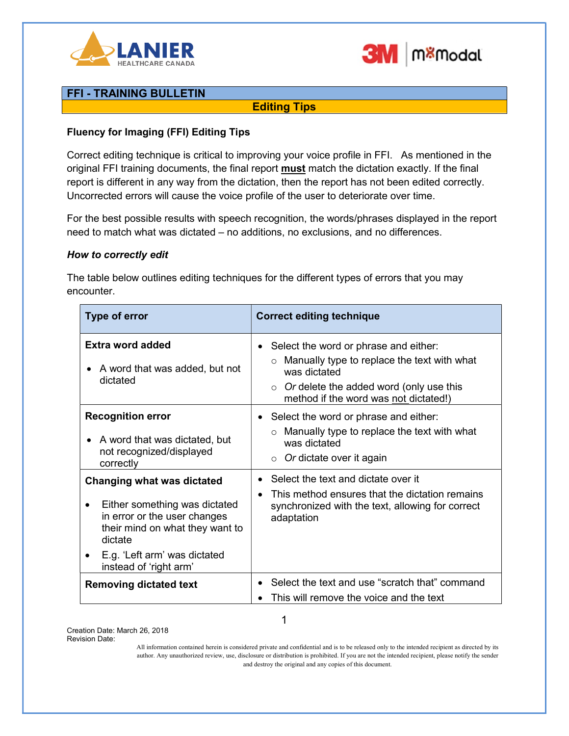## FFI - TRAINING BULLETIN

## Editing Tips

**Fluency for Imaging (FFI) Editing Tips**

Correct editing technique is critical to improving your voice profile in FFI. As mentioned in the original FFI training documents, the final report **must** match the dictation exactly. If the final report is different in any way from the dictation, then the report has not been edited correctly. Uncorrected errors will cause the voice profile of the user to deteriorate over time.

For the best possible results with speech recognition, the words/phrases displayed in the report need to match what was dictated – no additions, no exclusions, and no differences.

***How to correctly edit***

The table below outlines editing techniques for the different types of errors that you may encounter.

| Type of error | Correct editing technique |
|---|---|
| **Extra word added**<br>• A word that was added, but not dictated | • Select the word or phrase and either:<br>○ Manually type to replace the text with what was dictated<br>○ *Or* delete the added word (only use this method if the word was not dictated!) |
| **Recognition error**<br>• A word that was dictated, but not recognized/displayed correctly | • Select the word or phrase and either:<br>○ Manually type to replace the text with what was dictated<br>○ *Or* dictate over it again |
| **Changing what was dictated**<br>• Either something was dictated in error or the user changes their mind on what they want to dictate<br>• E.g. 'Left arm' was dictated instead of 'right arm' | • Select the text and dictate over it<br>• This method ensures that the dictation remains synchronized with the text, allowing for correct adaptation |
| **Removing dictated text** | • Select the text and use "scratch that" command<br>• This will remove the voice and the text |

Creation Date: March 26, 2018
Revision Date:

All information contained herein is considered private and confidential and is to be released only to the intended recipient as directed by its author. Any unauthorized review, use, disclosure or distribution is prohibited. If you are not the intended recipient, please notify the sender and destroy the original and any copies of this document.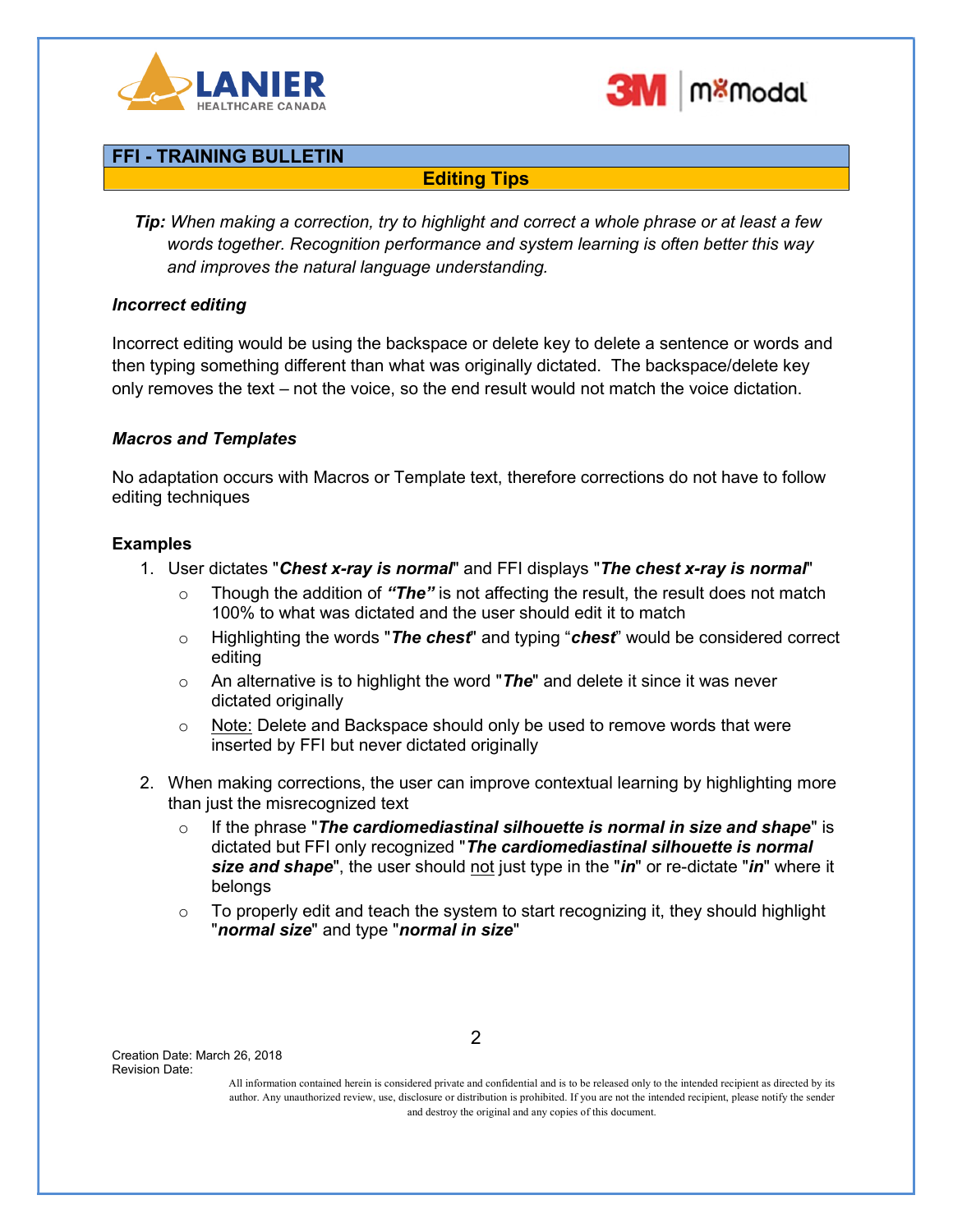## FFI - TRAINING BULLETIN

### Editing Tips

***Tip:*** *When making a correction, try to highlight and correct a whole phrase or at least a few words together. Recognition performance and system learning is often better this way and improves the natural language understanding.*

***Incorrect editing***

Incorrect editing would be using the backspace or delete key to delete a sentence or words and then typing something different than what was originally dictated. The backspace/delete key only removes the text – not the voice, so the end result would not match the voice dictation.

***Macros and Templates***

No adaptation occurs with Macros or Template text, therefore corrections do not have to follow editing techniques

**Examples**

1. User dictates "***Chest x-ray is normal***" and FFI displays "***The chest x-ray is normal***"
   - Though the addition of ***"The"*** is not affecting the result, the result does not match 100% to what was dictated and the user should edit it to match
   - Highlighting the words "***The chest***" and typing "***chest***" would be considered correct editing
   - An alternative is to highlight the word "***The***" and delete it since it was never dictated originally
   - <u>Note:</u> Delete and Backspace should only be used to remove words that were inserted by FFI but never dictated originally
2. When making corrections, the user can improve contextual learning by highlighting more than just the misrecognized text
   - If the phrase "***The cardiomediastinal silhouette is normal in size and shape***" is dictated but FFI only recognized "***The cardiomediastinal silhouette is normal size and shape***", the user should <u>not</u> just type in the "***in***" or re-dictate "***in***" where it belongs
   - To properly edit and teach the system to start recognizing it, they should highlight "***normal size***" and type "***normal in size***"

Creation Date: March 26, 2018
Revision Date:

All information contained herein is considered private and confidential and is to be released only to the intended recipient as directed by its author. Any unauthorized review, use, disclosure or distribution is prohibited. If you are not the intended recipient, please notify the sender and destroy the original and any copies of this document.